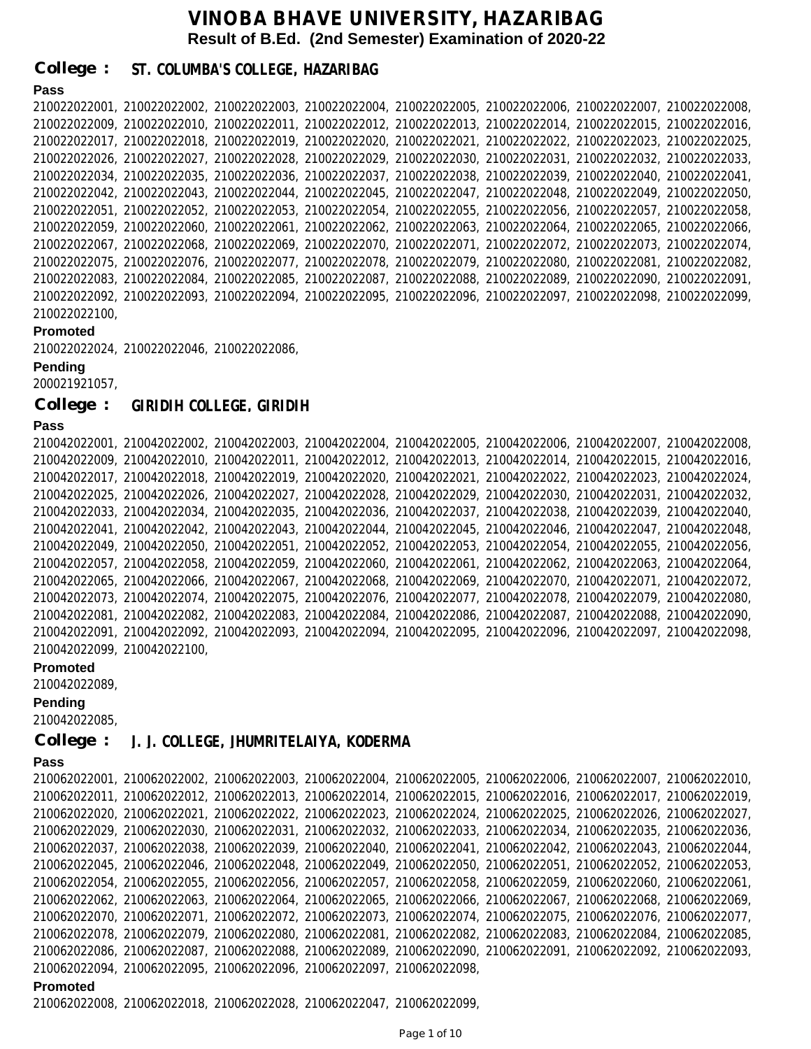# VINOBA BHAVE UNIVERSITY, HAZARIBAG

## Result of B.Ed. (2nd Semester) Examination of 2020-22

### College : ST. COLUMBA'S COLLEGE, HAZARIBAG

**Pass**

210022022001, 210022022002, 210022022003, 210022022004, 210022022005, 210022022006, 210022022007, 210022022008, 210022022009, 210022022010, 210022022011, 210022022012, 210022022013, 210022022014, 210022022015, 210022022016, 210022022017, 210022022018, 210022022019, 210022022020, 210022022021, 210022022022, 210022022023, 210022022025, 210022022026, 210022022027, 210022022028, 210022022029, 210022022030, 210022022031, 210022022032, 210022022033, 210022022034, 210022022035, 210022022036, 210022022037, 210022022038, 210022022039, 210022022040, 210022022041, 210022022042, 210022022043, 210022022044, 210022022045, 210022022047, 210022022048, 210022022049, 210022022050, 210022022051, 210022022052, 210022022053, 210022022054, 210022022055, 210022022056, 210022022057, 210022022058, 210022022059, 210022022060, 210022022061, 210022022062, 210022022063, 210022022064, 210022022065, 210022022066, 210022022067, 210022022068, 210022022069, 210022022070, 210022022071, 210022022072, 210022022073, 210022022074, 210022022075, 210022022076, 210022022077, 210022022078, 210022022079, 210022022080, 210022022081, 210022022082, 210022022083, 210022022084, 210022022085, 210022022087, 210022022088, 210022022089, 210022022090, 210022022091, 210022022092, 210022022093, 210022022094, 210022022095, 210022022096, 210022022097, 210022022098, 210022022099, 210022022100,

**Promoted**

210022022024, 210022022046, 210022022086,

**Pending**

200021921057,

### College : GIRIDIH COLLEGE, GIRIDIH

**Pass**

210042022001, 210042022002, 210042022003, 210042022004, 210042022005, 210042022006, 210042022007, 210042022008, 210042022009, 210042022010, 210042022011, 210042022012, 210042022013, 210042022014, 210042022015, 210042022016, 210042022017, 210042022018, 210042022019, 210042022020, 210042022021, 210042022022, 210042022023, 210042022024, 210042022025, 210042022026, 210042022027, 210042022028, 210042022029, 210042022030, 210042022031, 210042022032, 210042022033, 210042022034, 210042022035, 210042022036, 210042022037, 210042022038, 210042022039, 210042022040, 210042022041, 210042022042, 210042022043, 210042022044, 210042022045, 210042022046, 210042022047, 210042022048, 210042022049, 210042022050, 210042022051, 210042022052, 210042022053, 210042022054, 210042022055, 210042022056, 210042022057, 210042022058, 210042022059, 210042022060, 210042022061, 210042022062, 210042022063, 210042022064, 210042022065, 210042022066, 210042022067, 210042022068, 210042022069, 210042022070, 210042022071, 210042022072, 210042022073, 210042022074, 210042022075, 210042022076, 210042022077, 210042022078, 210042022079, 210042022080, 210042022081, 210042022082, 210042022083, 210042022084, 210042022086, 210042022087, 210042022088, 210042022090, 210042022091, 210042022092, 210042022093, 210042022094, 210042022095, 210042022096, 210042022097, 210042022098, 210042022099, 210042022100,

**Promoted**

210042022089,

**Pending**

210042022085,

### College : J. J. COLLEGE, JHUMRITELAIYA, KODERMA

**Pass**

210062022001, 210062022002, 210062022003, 210062022004, 210062022005, 210062022006, 210062022007, 210062022010, 210062022011, 210062022012, 210062022013, 210062022014, 210062022015, 210062022016, 210062022017, 210062022019, 210062022020, 210062022021, 210062022022, 210062022023, 210062022024, 210062022025, 210062022026, 210062022027, 210062022029, 210062022030, 210062022031, 210062022032, 210062022033, 210062022034, 210062022035, 210062022036, 210062022037, 210062022038, 210062022039, 210062022040, 210062022041, 210062022042, 210062022043, 210062022044, 210062022045, 210062022046, 210062022048, 210062022049, 210062022050, 210062022051, 210062022052, 210062022053, 210062022054, 210062022055, 210062022056, 210062022057, 210062022058, 210062022059, 210062022060, 210062022061, 210062022062, 210062022063, 210062022064, 210062022065, 210062022066, 210062022067, 210062022068, 210062022069, 210062022070, 210062022071, 210062022072, 210062022073, 210062022074, 210062022075, 210062022076, 210062022077, 210062022078, 210062022079, 210062022080, 210062022081, 210062022082, 210062022083, 210062022084, 210062022085, 210062022086, 210062022087, 210062022088, 210062022089, 210062022090, 210062022091, 210062022092, 210062022093, 210062022094, 210062022095, 210062022096, 210062022097, 210062022098,

**Promoted**

210062022008, 210062022018, 210062022028, 210062022047, 210062022099,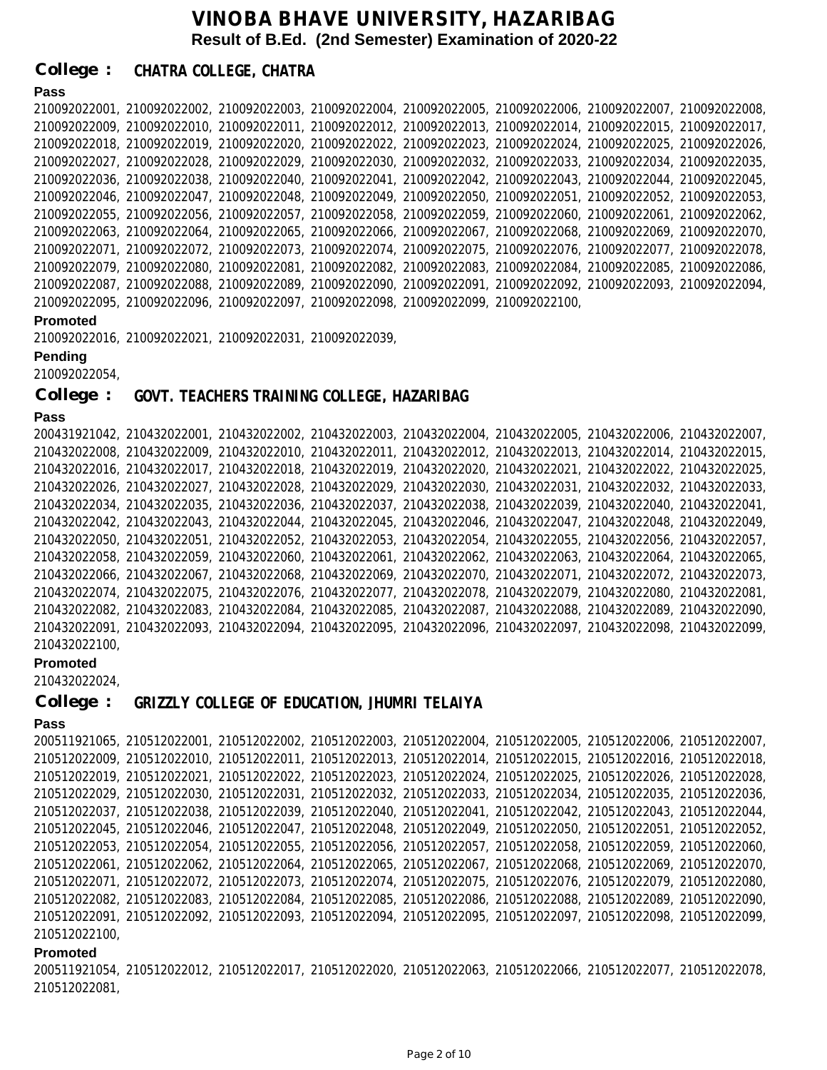# VINOBA BHAVE UNIVERSITY, HAZARIBAG

**Result of B.Ed. (2nd Semester) Examination of 2020-22**

## College : CHATRA COLLEGE, CHATRA

**Pass**

210092022001, 210092022002, 210092022003, 210092022004, 210092022005, 210092022006, 210092022007, 210092022008, 210092022009, 210092022010, 210092022011, 210092022012, 210092022013, 210092022014, 210092022015, 210092022017, 210092022018, 210092022019, 210092022020, 210092022022, 210092022023, 210092022024, 210092022025, 210092022026, 210092022027, 210092022028, 210092022029, 210092022030, 210092022032, 210092022033, 210092022034, 210092022035, 210092022036, 210092022038, 210092022040, 210092022041, 210092022042, 210092022043, 210092022044, 210092022045, 210092022046, 210092022047, 210092022048, 210092022049, 210092022050, 210092022051, 210092022052, 210092022053, 210092022055, 210092022056, 210092022057, 210092022058, 210092022059, 210092022060, 210092022061, 210092022062, 210092022063, 210092022064, 210092022065, 210092022066, 210092022067, 210092022068, 210092022069, 210092022070, 210092022071, 210092022072, 210092022073, 210092022074, 210092022075, 210092022076, 210092022077, 210092022078, 210092022079, 210092022080, 210092022081, 210092022082, 210092022083, 210092022084, 210092022085, 210092022086, 210092022087, 210092022088, 210092022089, 210092022090, 210092022091, 210092022092, 210092022093, 210092022094, 210092022095, 210092022096, 210092022097, 210092022098, 210092022099, 210092022100,

**Promoted**

210092022016, 210092022021, 210092022031, 210092022039,

**Pending**

210092022054,

## College : GOVT. TEACHERS TRAINING COLLEGE, HAZARIBAG

**Pass**

200431921042, 210432022001, 210432022002, 210432022003, 210432022004, 210432022005, 210432022006, 210432022007, 210432022008, 210432022009, 210432022010, 210432022011, 210432022012, 210432022013, 210432022014, 210432022015, 210432022016, 210432022017, 210432022018, 210432022019, 210432022020, 210432022021, 210432022022, 210432022025, 210432022026, 210432022027, 210432022028, 210432022029, 210432022030, 210432022031, 210432022032, 210432022033, 210432022034, 210432022035, 210432022036, 210432022037, 210432022038, 210432022039, 210432022040, 210432022041, 210432022042, 210432022043, 210432022044, 210432022045, 210432022046, 210432022047, 210432022048, 210432022049, 210432022050, 210432022051, 210432022052, 210432022053, 210432022054, 210432022055, 210432022056, 210432022057, 210432022058, 210432022059, 210432022060, 210432022061, 210432022062, 210432022063, 210432022064, 210432022065, 210432022066, 210432022067, 210432022068, 210432022069, 210432022070, 210432022071, 210432022072, 210432022073, 210432022074, 210432022075, 210432022076, 210432022077, 210432022078, 210432022079, 210432022080, 210432022081, 210432022082, 210432022083, 210432022084, 210432022085, 210432022087, 210432022088, 210432022089, 210432022090, 210432022091, 210432022093, 210432022094, 210432022095, 210432022096, 210432022097, 210432022098, 210432022099, 210432022100,

**Promoted**

210432022024,

## College : GRIZZLY COLLEGE OF EDUCATION, JHUMRI TELAIYA

**Pass**

200511921065, 210512022001, 210512022002, 210512022003, 210512022004, 210512022005, 210512022006, 210512022007, 210512022009, 210512022010, 210512022011, 210512022013, 210512022014, 210512022015, 210512022016, 210512022018, 210512022019, 210512022021, 210512022022, 210512022023, 210512022024, 210512022025, 210512022026, 210512022028, 210512022029, 210512022030, 210512022031, 210512022032, 210512022033, 210512022034, 210512022035, 210512022036, 210512022037, 210512022038, 210512022039, 210512022040, 210512022041, 210512022042, 210512022043, 210512022044, 210512022045, 210512022046, 210512022047, 210512022048, 210512022049, 210512022050, 210512022051, 210512022052, 210512022053, 210512022054, 210512022055, 210512022056, 210512022057, 210512022058, 210512022059, 210512022060, 210512022061, 210512022062, 210512022064, 210512022065, 210512022067, 210512022068, 210512022069, 210512022070, 210512022071, 210512022072, 210512022073, 210512022074, 210512022075, 210512022076, 210512022079, 210512022080, 210512022082, 210512022083, 210512022084, 210512022085, 210512022086, 210512022088, 210512022089, 210512022090, 210512022091, 210512022092, 210512022093, 210512022094, 210512022095, 210512022097, 210512022098, 210512022099, 210512022100,

**Promoted**

200511921054, 210512022012, 210512022017, 210512022020, 210512022063, 210512022066, 210512022077, 210512022078, 210512022081,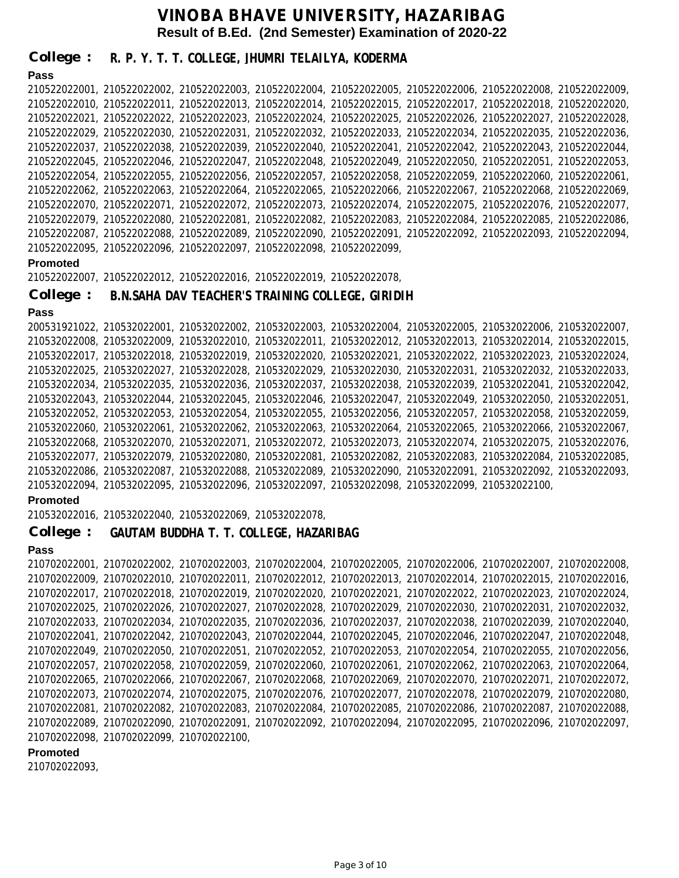# VINOBA BHAVE UNIVERSITY, HAZARIBAG

**Result of B.Ed. (2nd Semester) Examination of 2020-22**

## College : R. P. Y. T. T. COLLEGE, JHUMRI TELAILYA, KODERMA

**Pass**

210522022001, 210522022002, 210522022003, 210522022004, 210522022005, 210522022006, 210522022008, 210522022009, 210522022010, 210522022011, 210522022013, 210522022014, 210522022015, 210522022017, 210522022018, 210522022020, 210522022021, 210522022022, 210522022023, 210522022024, 210522022025, 210522022026, 210522022027, 210522022028, 210522022029, 210522022030, 210522022031, 210522022032, 210522022033, 210522022034, 210522022035, 210522022036, 210522022037, 210522022038, 210522022039, 210522022040, 210522022041, 210522022042, 210522022043, 210522022044, 210522022045, 210522022046, 210522022047, 210522022048, 210522022049, 210522022050, 210522022051, 210522022053, 210522022054, 210522022055, 210522022056, 210522022057, 210522022058, 210522022059, 210522022060, 210522022061, 210522022062, 210522022063, 210522022064, 210522022065, 210522022066, 210522022067, 210522022068, 210522022069, 210522022070, 210522022071, 210522022072, 210522022073, 210522022074, 210522022075, 210522022076, 210522022077, 210522022079, 210522022080, 210522022081, 210522022082, 210522022083, 210522022084, 210522022085, 210522022086, 210522022087, 210522022088, 210522022089, 210522022090, 210522022091, 210522022092, 210522022093, 210522022094, 210522022095, 210522022096, 210522022097, 210522022098, 210522022099,

**Promoted**

210522022007, 210522022012, 210522022016, 210522022019, 210522022078,

## College : B.N.SAHA DAV TEACHER'S TRAINING COLLEGE, GIRIDIH

**Pass**

200531921022, 210532022001, 210532022002, 210532022003, 210532022004, 210532022005, 210532022006, 210532022007, 210532022008, 210532022009, 210532022010, 210532022011, 210532022012, 210532022013, 210532022014, 210532022015, 210532022017, 210532022018, 210532022019, 210532022020, 210532022021, 210532022022, 210532022023, 210532022024, 210532022025, 210532022027, 210532022028, 210532022029, 210532022030, 210532022031, 210532022032, 210532022033, 210532022034, 210532022035, 210532022036, 210532022037, 210532022038, 210532022039, 210532022041, 210532022042, 210532022043, 210532022044, 210532022045, 210532022046, 210532022047, 210532022049, 210532022050, 210532022051, 210532022052, 210532022053, 210532022054, 210532022055, 210532022056, 210532022057, 210532022058, 210532022059, 210532022060, 210532022061, 210532022062, 210532022063, 210532022064, 210532022065, 210532022066, 210532022067, 210532022068, 210532022070, 210532022071, 210532022072, 210532022073, 210532022074, 210532022075, 210532022076, 210532022077, 210532022079, 210532022080, 210532022081, 210532022082, 210532022083, 210532022084, 210532022085, 210532022086, 210532022087, 210532022088, 210532022089, 210532022090, 210532022091, 210532022092, 210532022093, 210532022094, 210532022095, 210532022096, 210532022097, 210532022098, 210532022099, 210532022100,

**Promoted**

210532022016, 210532022040, 210532022069, 210532022078,

## College : GAUTAM BUDDHA T. T. COLLEGE, HAZARIBAG

**Pass**

210702022001, 210702022002, 210702022003, 210702022004, 210702022005, 210702022006, 210702022007, 210702022008, 210702022009, 210702022010, 210702022011, 210702022012, 210702022013, 210702022014, 210702022015, 210702022016, 210702022017, 210702022018, 210702022019, 210702022020, 210702022021, 210702022022, 210702022023, 210702022024, 210702022025, 210702022026, 210702022027, 210702022028, 210702022029, 210702022030, 210702022031, 210702022032, 210702022033, 210702022034, 210702022035, 210702022036, 210702022037, 210702022038, 210702022039, 210702022040, 210702022041, 210702022042, 210702022043, 210702022044, 210702022045, 210702022046, 210702022047, 210702022048, 210702022049, 210702022050, 210702022051, 210702022052, 210702022053, 210702022054, 210702022055, 210702022056, 210702022057, 210702022058, 210702022059, 210702022060, 210702022061, 210702022062, 210702022063, 210702022064, 210702022065, 210702022066, 210702022067, 210702022068, 210702022069, 210702022070, 210702022071, 210702022072, 210702022073, 210702022074, 210702022075, 210702022076, 210702022077, 210702022078, 210702022079, 210702022080, 210702022081, 210702022082, 210702022083, 210702022084, 210702022085, 210702022086, 210702022087, 210702022088, 210702022089, 210702022090, 210702022091, 210702022092, 210702022094, 210702022095, 210702022096, 210702022097, 210702022098, 210702022099, 210702022100,

**Promoted**

210702022093,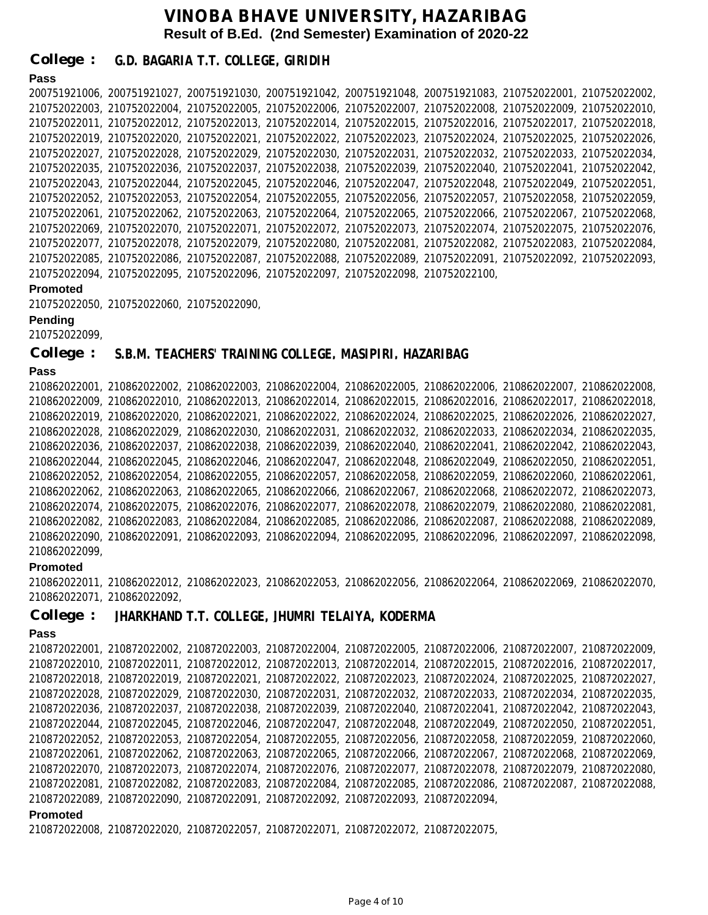# VINOBA BHAVE UNIVERSITY, HAZARIBAG

## Result of B.Ed. (2nd Semester) Examination of 2020-22

### College : G.D. BAGARIA T.T. COLLEGE, GIRIDIH

**Pass**

200751921006, 200751921027, 200751921030, 200751921042, 200751921048, 200751921083, 210752022001, 210752022002, 210752022003, 210752022004, 210752022005, 210752022006, 210752022007, 210752022008, 210752022009, 210752022010, 210752022011, 210752022012, 210752022013, 210752022014, 210752022015, 210752022016, 210752022017, 210752022018, 210752022019, 210752022020, 210752022021, 210752022022, 210752022023, 210752022024, 210752022025, 210752022026, 210752022027, 210752022028, 210752022029, 210752022030, 210752022031, 210752022032, 210752022033, 210752022034, 210752022035, 210752022036, 210752022037, 210752022038, 210752022039, 210752022040, 210752022041, 210752022042, 210752022043, 210752022044, 210752022045, 210752022046, 210752022047, 210752022048, 210752022049, 210752022051, 210752022052, 210752022053, 210752022054, 210752022055, 210752022056, 210752022057, 210752022058, 210752022059, 210752022061, 210752022062, 210752022063, 210752022064, 210752022065, 210752022066, 210752022067, 210752022068, 210752022069, 210752022070, 210752022071, 210752022072, 210752022073, 210752022074, 210752022075, 210752022076, 210752022077, 210752022078, 210752022079, 210752022080, 210752022081, 210752022082, 210752022083, 210752022084, 210752022085, 210752022086, 210752022087, 210752022088, 210752022089, 210752022091, 210752022092, 210752022093, 210752022094, 210752022095, 210752022096, 210752022097, 210752022098, 210752022100,

**Promoted**

210752022050, 210752022060, 210752022090,

**Pending**

210752022099,

### College : S.B.M. TEACHERS' TRAINING COLLEGE, MASIPIRI, HAZARIBAG

**Pass**

210862022001, 210862022002, 210862022003, 210862022004, 210862022005, 210862022006, 210862022007, 210862022008, 210862022009, 210862022010, 210862022013, 210862022014, 210862022015, 210862022016, 210862022017, 210862022018, 210862022019, 210862022020, 210862022021, 210862022022, 210862022024, 210862022025, 210862022026, 210862022027, 210862022028, 210862022029, 210862022030, 210862022031, 210862022032, 210862022033, 210862022034, 210862022035, 210862022036, 210862022037, 210862022038, 210862022039, 210862022040, 210862022041, 210862022042, 210862022043, 210862022044, 210862022045, 210862022046, 210862022047, 210862022048, 210862022049, 210862022050, 210862022051, 210862022052, 210862022054, 210862022055, 210862022057, 210862022058, 210862022059, 210862022060, 210862022061, 210862022062, 210862022063, 210862022065, 210862022066, 210862022067, 210862022068, 210862022072, 210862022073, 210862022074, 210862022075, 210862022076, 210862022077, 210862022078, 210862022079, 210862022080, 210862022081, 210862022082, 210862022083, 210862022084, 210862022085, 210862022086, 210862022087, 210862022088, 210862022089, 210862022090, 210862022091, 210862022093, 210862022094, 210862022095, 210862022096, 210862022097, 210862022098, 210862022099,

**Promoted**

210862022011, 210862022012, 210862022023, 210862022053, 210862022056, 210862022064, 210862022069, 210862022070, 210862022071, 210862022092,

### College : JHARKHAND T.T. COLLEGE, JHUMRI TELAIYA, KODERMA

**Pass**

210872022001, 210872022002, 210872022003, 210872022004, 210872022005, 210872022006, 210872022007, 210872022009, 210872022010, 210872022011, 210872022012, 210872022013, 210872022014, 210872022015, 210872022016, 210872022017, 210872022018, 210872022019, 210872022021, 210872022022, 210872022023, 210872022024, 210872022025, 210872022027, 210872022028, 210872022029, 210872022030, 210872022031, 210872022032, 210872022033, 210872022034, 210872022035, 210872022036, 210872022037, 210872022038, 210872022039, 210872022040, 210872022041, 210872022042, 210872022043, 210872022044, 210872022045, 210872022046, 210872022047, 210872022048, 210872022049, 210872022050, 210872022051, 210872022052, 210872022053, 210872022054, 210872022055, 210872022056, 210872022058, 210872022059, 210872022060, 210872022061, 210872022062, 210872022063, 210872022065, 210872022066, 210872022067, 210872022068, 210872022069, 210872022070, 210872022073, 210872022074, 210872022076, 210872022077, 210872022078, 210872022079, 210872022080, 210872022081, 210872022082, 210872022083, 210872022084, 210872022085, 210872022086, 210872022087, 210872022088, 210872022089, 210872022090, 210872022091, 210872022092, 210872022093, 210872022094,

**Promoted**

210872022008, 210872022020, 210872022057, 210872022071, 210872022072, 210872022075,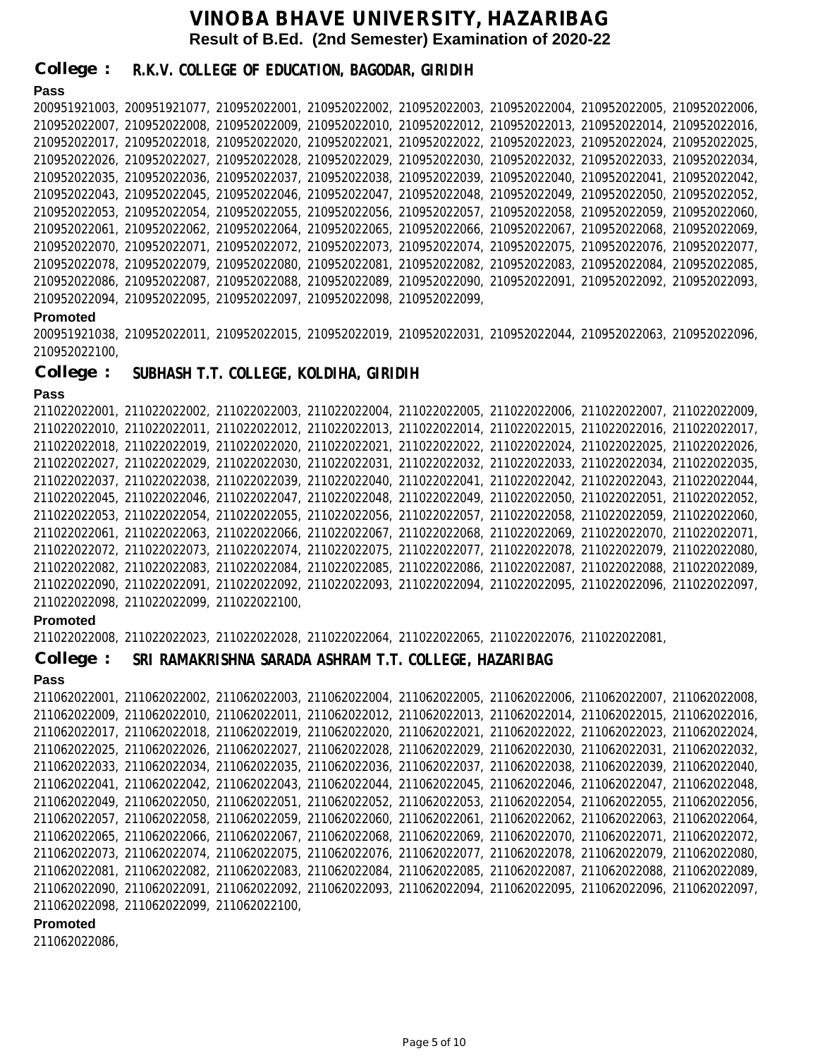# VINOBA BHAVE UNIVERSITY, HAZARIBAG

**Result of B.Ed. (2nd Semester) Examination of 2020-22**

## College : R.K.V. COLLEGE OF EDUCATION, BAGODAR, GIRIDIH

**Pass**

200951921003, 200951921077, 210952022001, 210952022002, 210952022003, 210952022004, 210952022005, 210952022006, 210952022007, 210952022008, 210952022009, 210952022010, 210952022012, 210952022013, 210952022014, 210952022016, 210952022017, 210952022018, 210952022020, 210952022021, 210952022022, 210952022023, 210952022024, 210952022025, 210952022026, 210952022027, 210952022028, 210952022029, 210952022030, 210952022032, 210952022033, 210952022034, 210952022035, 210952022036, 210952022037, 210952022038, 210952022039, 210952022040, 210952022041, 210952022042, 210952022043, 210952022045, 210952022046, 210952022047, 210952022048, 210952022049, 210952022050, 210952022052, 210952022053, 210952022054, 210952022055, 210952022056, 210952022057, 210952022058, 210952022059, 210952022060, 210952022061, 210952022062, 210952022064, 210952022065, 210952022066, 210952022067, 210952022068, 210952022069, 210952022070, 210952022071, 210952022072, 210952022073, 210952022074, 210952022075, 210952022076, 210952022077, 210952022078, 210952022079, 210952022080, 210952022081, 210952022082, 210952022083, 210952022084, 210952022085, 210952022086, 210952022087, 210952022088, 210952022089, 210952022090, 210952022091, 210952022092, 210952022093, 210952022094, 210952022095, 210952022097, 210952022098, 210952022099,

**Promoted**

200951921038, 210952022011, 210952022015, 210952022019, 210952022031, 210952022044, 210952022063, 210952022096, 210952022100,

## College : SUBHASH T.T. COLLEGE, KOLDIHA, GIRIDIH

**Pass**

211022022001, 211022022002, 211022022003, 211022022004, 211022022005, 211022022006, 211022022007, 211022022009, 211022022010, 211022022011, 211022022012, 211022022013, 211022022014, 211022022015, 211022022016, 211022022017, 211022022018, 211022022019, 211022022020, 211022022021, 211022022022, 211022022024, 211022022025, 211022022026, 211022022027, 211022022029, 211022022030, 211022022031, 211022022032, 211022022033, 211022022034, 211022022035, 211022022037, 211022022038, 211022022039, 211022022040, 211022022041, 211022022042, 211022022043, 211022022044, 211022022045, 211022022046, 211022022047, 211022022048, 211022022049, 211022022050, 211022022051, 211022022052, 211022022053, 211022022054, 211022022055, 211022022056, 211022022057, 211022022058, 211022022059, 211022022060, 211022022061, 211022022063, 211022022066, 211022022067, 211022022068, 211022022069, 211022022070, 211022022071, 211022022072, 211022022073, 211022022074, 211022022075, 211022022077, 211022022078, 211022022079, 211022022080, 211022022082, 211022022083, 211022022084, 211022022085, 211022022086, 211022022087, 211022022088, 211022022089, 211022022090, 211022022091, 211022022092, 211022022093, 211022022094, 211022022095, 211022022096, 211022022097, 211022022098, 211022022099, 211022022100,

**Promoted**

211022022008, 211022022023, 211022022028, 211022022064, 211022022065, 211022022076, 211022022081,

## College : SRI RAMAKRISHNA SARADA ASHRAM T.T. COLLEGE, HAZARIBAG

**Pass**

211062022001, 211062022002, 211062022003, 211062022004, 211062022005, 211062022006, 211062022007, 211062022008, 211062022009, 211062022010, 211062022011, 211062022012, 211062022013, 211062022014, 211062022015, 211062022016, 211062022017, 211062022018, 211062022019, 211062022020, 211062022021, 211062022022, 211062022023, 211062022024, 211062022025, 211062022026, 211062022027, 211062022028, 211062022029, 211062022030, 211062022031, 211062022032, 211062022033, 211062022034, 211062022035, 211062022036, 211062022037, 211062022038, 211062022039, 211062022040, 211062022041, 211062022042, 211062022043, 211062022044, 211062022045, 211062022046, 211062022047, 211062022048, 211062022049, 211062022050, 211062022051, 211062022052, 211062022053, 211062022054, 211062022055, 211062022056, 211062022057, 211062022058, 211062022059, 211062022060, 211062022061, 211062022062, 211062022063, 211062022064, 211062022065, 211062022066, 211062022067, 211062022068, 211062022069, 211062022070, 211062022071, 211062022072, 211062022073, 211062022074, 211062022075, 211062022076, 211062022077, 211062022078, 211062022079, 211062022080, 211062022081, 211062022082, 211062022083, 211062022084, 211062022085, 211062022087, 211062022088, 211062022089, 211062022090, 211062022091, 211062022092, 211062022093, 211062022094, 211062022095, 211062022096, 211062022097, 211062022098, 211062022099, 211062022100,

**Promoted**

211062022086,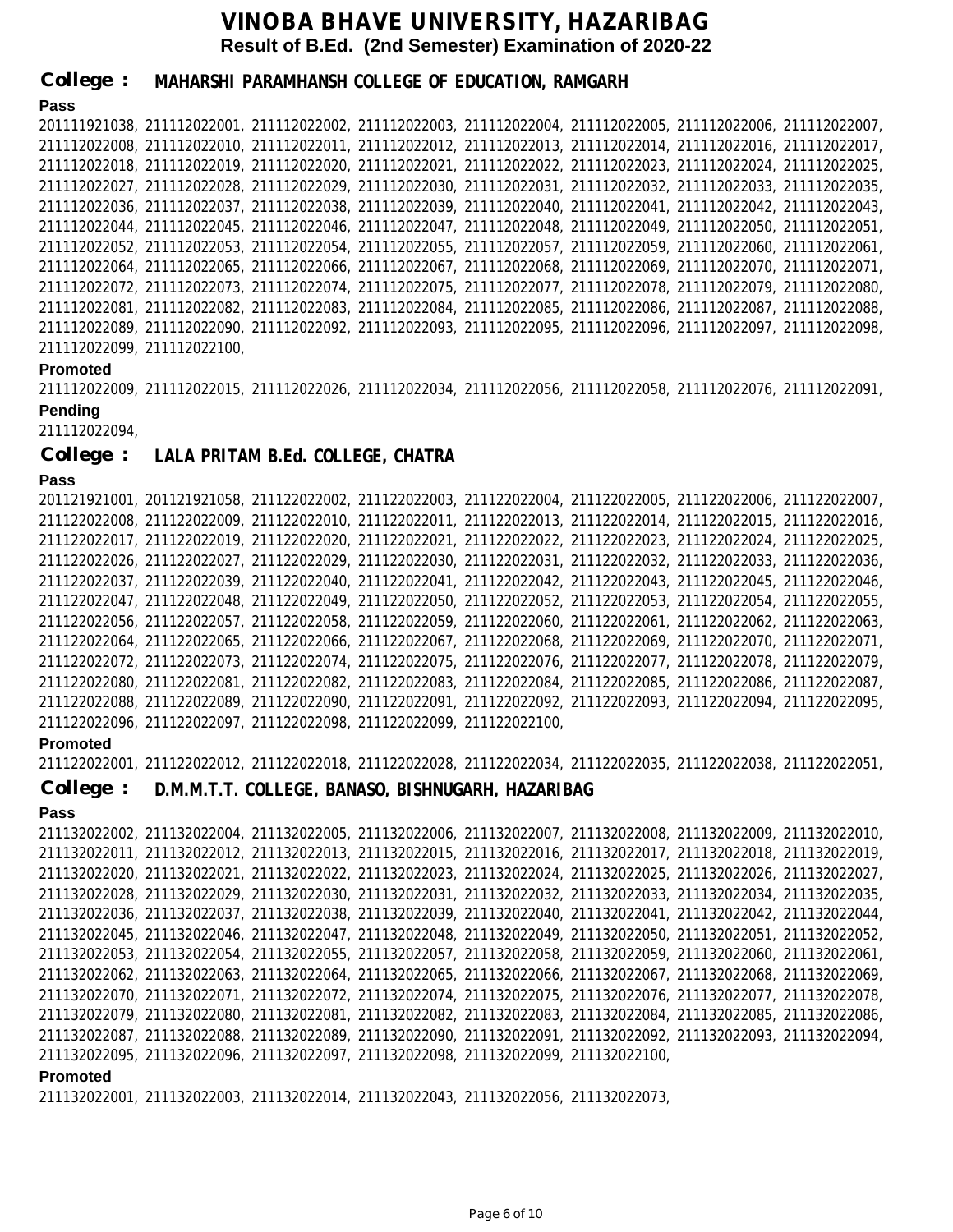# VINOBA BHAVE UNIVERSITY, HAZARIBAG

**Result of B.Ed. (2nd Semester) Examination of 2020-22**

## College : MAHARSHI PARAMHANSH COLLEGE OF EDUCATION, RAMGARH

**Pass**

201111921038, 211112022001, 211112022002, 211112022003, 211112022004, 211112022005, 211112022006, 211112022007, 211112022008, 211112022010, 211112022011, 211112022012, 211112022013, 211112022014, 211112022016, 211112022017, 211112022018, 211112022019, 211112022020, 211112022021, 211112022022, 211112022023, 211112022024, 211112022025, 211112022027, 211112022028, 211112022029, 211112022030, 211112022031, 211112022032, 211112022033, 211112022035, 211112022036, 211112022037, 211112022038, 211112022039, 211112022040, 211112022041, 211112022042, 211112022043, 211112022044, 211112022045, 211112022046, 211112022047, 211112022048, 211112022049, 211112022050, 211112022051, 211112022052, 211112022053, 211112022054, 211112022055, 211112022057, 211112022059, 211112022060, 211112022061, 211112022064, 211112022065, 211112022066, 211112022067, 211112022068, 211112022069, 211112022070, 211112022071, 211112022072, 211112022073, 211112022074, 211112022075, 211112022077, 211112022078, 211112022079, 211112022080, 211112022081, 211112022082, 211112022083, 211112022084, 211112022085, 211112022086, 211112022087, 211112022088, 211112022089, 211112022090, 211112022092, 211112022093, 211112022095, 211112022096, 211112022097, 211112022098, 211112022099, 211112022100,

**Promoted**

211112022009, 211112022015, 211112022026, 211112022034, 211112022056, 211112022058, 211112022076, 211112022091,

**Pending**

211112022094,

## College : LALA PRITAM B.Ed. COLLEGE, CHATRA

**Pass**

201121921001, 201121921058, 211122022002, 211122022003, 211122022004, 211122022005, 211122022006, 211122022007, 211122022008, 211122022009, 211122022010, 211122022011, 211122022013, 211122022014, 211122022015, 211122022016, 211122022017, 211122022019, 211122022020, 211122022021, 211122022022, 211122022023, 211122022024, 211122022025, 211122022026, 211122022027, 211122022029, 211122022030, 211122022031, 211122022032, 211122022033, 211122022036, 211122022037, 211122022039, 211122022040, 211122022041, 211122022042, 211122022043, 211122022045, 211122022046, 211122022047, 211122022048, 211122022049, 211122022050, 211122022052, 211122022053, 211122022054, 211122022055, 211122022056, 211122022057, 211122022058, 211122022059, 211122022060, 211122022061, 211122022062, 211122022063, 211122022064, 211122022065, 211122022066, 211122022067, 211122022068, 211122022069, 211122022070, 211122022071, 211122022072, 211122022073, 211122022074, 211122022075, 211122022076, 211122022077, 211122022078, 211122022079, 211122022080, 211122022081, 211122022082, 211122022083, 211122022084, 211122022085, 211122022086, 211122022087, 211122022088, 211122022089, 211122022090, 211122022091, 211122022092, 211122022093, 211122022094, 211122022095, 211122022096, 211122022097, 211122022098, 211122022099, 211122022100,

**Promoted**

211122022001, 211122022012, 211122022018, 211122022028, 211122022034, 211122022035, 211122022038, 211122022051,

## College : D.M.M.T.T. COLLEGE, BANASO, BISHNUGARH, HAZARIBAG

**Pass**

211132022002, 211132022004, 211132022005, 211132022006, 211132022007, 211132022008, 211132022009, 211132022010, 211132022011, 211132022012, 211132022013, 211132022015, 211132022016, 211132022017, 211132022018, 211132022019, 211132022020, 211132022021, 211132022022, 211132022023, 211132022024, 211132022025, 211132022026, 211132022027, 211132022028, 211132022029, 211132022030, 211132022031, 211132022032, 211132022033, 211132022034, 211132022035, 211132022036, 211132022037, 211132022038, 211132022039, 211132022040, 211132022041, 211132022042, 211132022044, 211132022045, 211132022046, 211132022047, 211132022048, 211132022049, 211132022050, 211132022051, 211132022052, 211132022053, 211132022054, 211132022055, 211132022057, 211132022058, 211132022059, 211132022060, 211132022061, 211132022062, 211132022063, 211132022064, 211132022065, 211132022066, 211132022067, 211132022068, 211132022069, 211132022070, 211132022071, 211132022072, 211132022074, 211132022075, 211132022076, 211132022077, 211132022078, 211132022079, 211132022080, 211132022081, 211132022082, 211132022083, 211132022084, 211132022085, 211132022086, 211132022087, 211132022088, 211132022089, 211132022090, 211132022091, 211132022092, 211132022093, 211132022094, 211132022095, 211132022096, 211132022097, 211132022098, 211132022099, 211132022100,

**Promoted**

211132022001, 211132022003, 211132022014, 211132022043, 211132022056, 211132022073,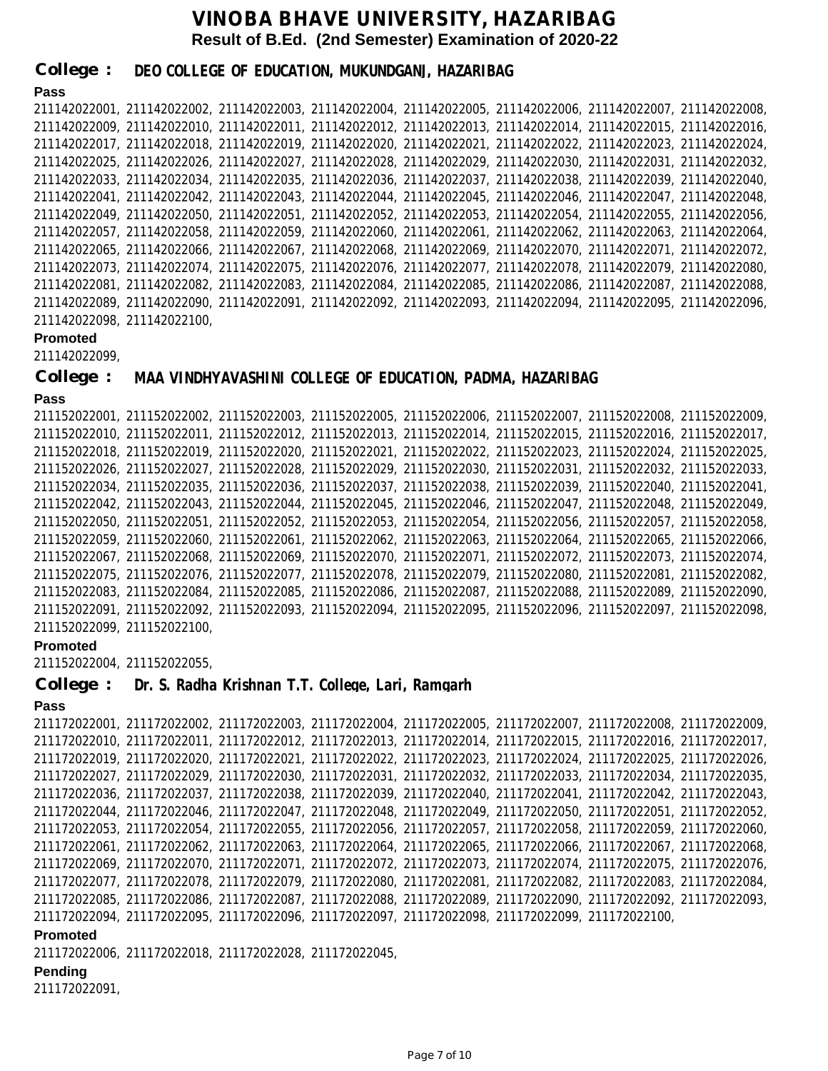# VINOBA BHAVE UNIVERSITY, HAZARIBAG

## Result of B.Ed. (2nd Semester) Examination of 2020-22

### College : DEO COLLEGE OF EDUCATION, MUKUNDGANJ, HAZARIBAG

**Pass**

211142022001, 211142022002, 211142022003, 211142022004, 211142022005, 211142022006, 211142022007, 211142022008, 211142022009, 211142022010, 211142022011, 211142022012, 211142022013, 211142022014, 211142022015, 211142022016, 211142022017, 211142022018, 211142022019, 211142022020, 211142022021, 211142022022, 211142022023, 211142022024, 211142022025, 211142022026, 211142022027, 211142022028, 211142022029, 211142022030, 211142022031, 211142022032, 211142022033, 211142022034, 211142022035, 211142022036, 211142022037, 211142022038, 211142022039, 211142022040, 211142022041, 211142022042, 211142022043, 211142022044, 211142022045, 211142022046, 211142022047, 211142022048, 211142022049, 211142022050, 211142022051, 211142022052, 211142022053, 211142022054, 211142022055, 211142022056, 211142022057, 211142022058, 211142022059, 211142022060, 211142022061, 211142022062, 211142022063, 211142022064, 211142022065, 211142022066, 211142022067, 211142022068, 211142022069, 211142022070, 211142022071, 211142022072, 211142022073, 211142022074, 211142022075, 211142022076, 211142022077, 211142022078, 211142022079, 211142022080, 211142022081, 211142022082, 211142022083, 211142022084, 211142022085, 211142022086, 211142022087, 211142022088, 211142022089, 211142022090, 211142022091, 211142022092, 211142022093, 211142022094, 211142022095, 211142022096, 211142022098, 211142022100,

**Promoted**

211142022099,

### College : MAA VINDHYAVASHINI COLLEGE OF EDUCATION, PADMA, HAZARIBAG

**Pass**

211152022001, 211152022002, 211152022003, 211152022005, 211152022006, 211152022007, 211152022008, 211152022009, 211152022010, 211152022011, 211152022012, 211152022013, 211152022014, 211152022015, 211152022016, 211152022017, 211152022018, 211152022019, 211152022020, 211152022021, 211152022022, 211152022023, 211152022024, 211152022025, 211152022026, 211152022027, 211152022028, 211152022029, 211152022030, 211152022031, 211152022032, 211152022033, 211152022034, 211152022035, 211152022036, 211152022037, 211152022038, 211152022039, 211152022040, 211152022041, 211152022042, 211152022043, 211152022044, 211152022045, 211152022046, 211152022047, 211152022048, 211152022049, 211152022050, 211152022051, 211152022052, 211152022053, 211152022054, 211152022056, 211152022057, 211152022058, 211152022059, 211152022060, 211152022061, 211152022062, 211152022063, 211152022064, 211152022065, 211152022066, 211152022067, 211152022068, 211152022069, 211152022070, 211152022071, 211152022072, 211152022073, 211152022074, 211152022075, 211152022076, 211152022077, 211152022078, 211152022079, 211152022080, 211152022081, 211152022082, 211152022083, 211152022084, 211152022085, 211152022086, 211152022087, 211152022088, 211152022089, 211152022090, 211152022091, 211152022092, 211152022093, 211152022094, 211152022095, 211152022096, 211152022097, 211152022098, 211152022099, 211152022100,

**Promoted**

211152022004, 211152022055,

### College : Dr. S. Radha Krishnan T.T. College, Lari, Ramgarh

**Pass**

211172022001, 211172022002, 211172022003, 211172022004, 211172022005, 211172022007, 211172022008, 211172022009, 211172022010, 211172022011, 211172022012, 211172022013, 211172022014, 211172022015, 211172022016, 211172022017, 211172022019, 211172022020, 211172022021, 211172022022, 211172022023, 211172022024, 211172022025, 211172022026, 211172022027, 211172022029, 211172022030, 211172022031, 211172022032, 211172022033, 211172022034, 211172022035, 211172022036, 211172022037, 211172022038, 211172022039, 211172022040, 211172022041, 211172022042, 211172022043, 211172022044, 211172022046, 211172022047, 211172022048, 211172022049, 211172022050, 211172022051, 211172022052, 211172022053, 211172022054, 211172022055, 211172022056, 211172022057, 211172022058, 211172022059, 211172022060, 211172022061, 211172022062, 211172022063, 211172022064, 211172022065, 211172022066, 211172022067, 211172022068, 211172022069, 211172022070, 211172022071, 211172022072, 211172022073, 211172022074, 211172022075, 211172022076, 211172022077, 211172022078, 211172022079, 211172022080, 211172022081, 211172022082, 211172022083, 211172022084, 211172022085, 211172022086, 211172022087, 211172022088, 211172022089, 211172022090, 211172022092, 211172022093, 211172022094, 211172022095, 211172022096, 211172022097, 211172022098, 211172022099, 211172022100,

**Promoted**

211172022006, 211172022018, 211172022028, 211172022045,

**Pending**

211172022091,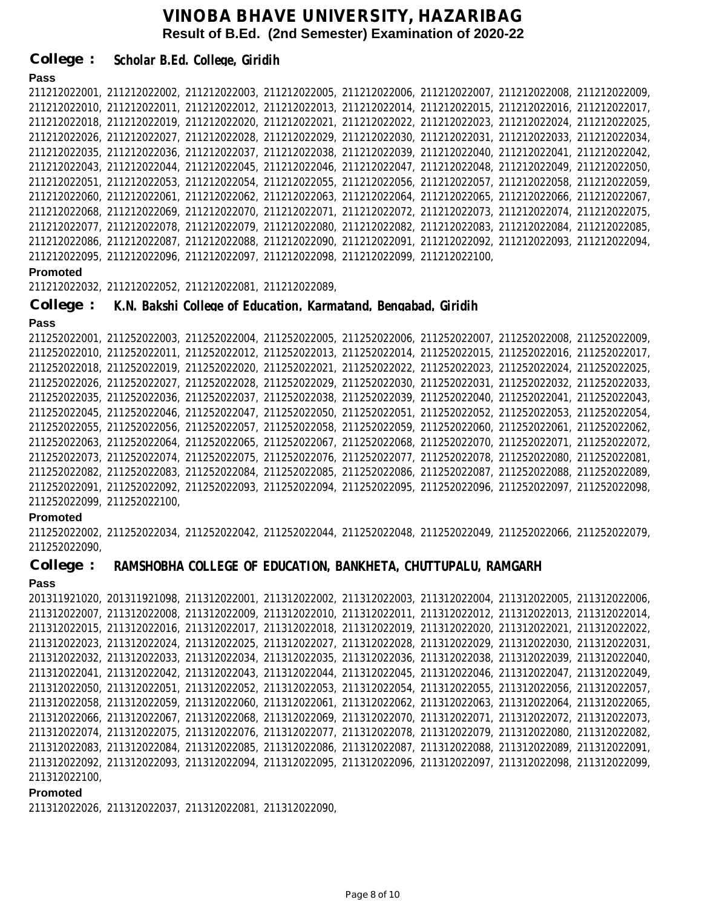# VINOBA BHAVE UNIVERSITY, HAZARIBAG

## Result of B.Ed. (2nd Semester) Examination of 2020-22

### College : Scholar B.Ed. College, Giridih

**Pass**

211212022001, 211212022002, 211212022003, 211212022005, 211212022006, 211212022007, 211212022008, 211212022009, 211212022010, 211212022011, 211212022012, 211212022013, 211212022014, 211212022015, 211212022016, 211212022017, 211212022018, 211212022019, 211212022020, 211212022021, 211212022022, 211212022023, 211212022024, 211212022025, 211212022026, 211212022027, 211212022028, 211212022029, 211212022030, 211212022031, 211212022033, 211212022034, 211212022035, 211212022036, 211212022037, 211212022038, 211212022039, 211212022040, 211212022041, 211212022042, 211212022043, 211212022044, 211212022045, 211212022046, 211212022047, 211212022048, 211212022049, 211212022050, 211212022051, 211212022053, 211212022054, 211212022055, 211212022056, 211212022057, 211212022058, 211212022059, 211212022060, 211212022061, 211212022062, 211212022063, 211212022064, 211212022065, 211212022066, 211212022067, 211212022068, 211212022069, 211212022070, 211212022071, 211212022072, 211212022073, 211212022074, 211212022075, 211212022077, 211212022078, 211212022079, 211212022080, 211212022082, 211212022083, 211212022084, 211212022085, 211212022086, 211212022087, 211212022088, 211212022090, 211212022091, 211212022092, 211212022093, 211212022094, 211212022095, 211212022096, 211212022097, 211212022098, 211212022099, 211212022100,

**Promoted**

211212022032, 211212022052, 211212022081, 211212022089,

### College : K.N. Bakshi College of Education, Karmatand, Bengabad, Giridih

**Pass**

211252022001, 211252022003, 211252022004, 211252022005, 211252022006, 211252022007, 211252022008, 211252022009, 211252022010, 211252022011, 211252022012, 211252022013, 211252022014, 211252022015, 211252022016, 211252022017, 211252022018, 211252022019, 211252022020, 211252022021, 211252022022, 211252022023, 211252022024, 211252022025, 211252022026, 211252022027, 211252022028, 211252022029, 211252022030, 211252022031, 211252022032, 211252022033, 211252022035, 211252022036, 211252022037, 211252022038, 211252022039, 211252022040, 211252022041, 211252022043, 211252022045, 211252022046, 211252022047, 211252022050, 211252022051, 211252022052, 211252022053, 211252022054, 211252022055, 211252022056, 211252022057, 211252022058, 211252022059, 211252022060, 211252022061, 211252022062, 211252022063, 211252022064, 211252022065, 211252022067, 211252022068, 211252022070, 211252022071, 211252022072, 211252022073, 211252022074, 211252022075, 211252022076, 211252022077, 211252022078, 211252022080, 211252022081, 211252022082, 211252022083, 211252022084, 211252022085, 211252022086, 211252022087, 211252022088, 211252022089, 211252022091, 211252022092, 211252022093, 211252022094, 211252022095, 211252022096, 211252022097, 211252022098, 211252022099, 211252022100,

**Promoted**

211252022002, 211252022034, 211252022042, 211252022044, 211252022048, 211252022049, 211252022066, 211252022079, 211252022090,

### College : RAMSHOBHA COLLEGE OF EDUCATION, BANKHETA, CHUTTUPALU, RAMGARH

**Pass**

201311921020, 201311921098, 211312022001, 211312022002, 211312022003, 211312022004, 211312022005, 211312022006, 211312022007, 211312022008, 211312022009, 211312022010, 211312022011, 211312022012, 211312022013, 211312022014, 211312022015, 211312022016, 211312022017, 211312022018, 211312022019, 211312022020, 211312022021, 211312022022, 211312022023, 211312022024, 211312022025, 211312022027, 211312022028, 211312022029, 211312022030, 211312022031, 211312022032, 211312022033, 211312022034, 211312022035, 211312022036, 211312022038, 211312022039, 211312022040, 211312022041, 211312022042, 211312022043, 211312022044, 211312022045, 211312022046, 211312022047, 211312022049, 211312022050, 211312022051, 211312022052, 211312022053, 211312022054, 211312022055, 211312022056, 211312022057, 211312022058, 211312022059, 211312022060, 211312022061, 211312022062, 211312022063, 211312022064, 211312022065, 211312022066, 211312022067, 211312022068, 211312022069, 211312022070, 211312022071, 211312022072, 211312022073, 211312022074, 211312022075, 211312022076, 211312022077, 211312022078, 211312022079, 211312022080, 211312022082, 211312022083, 211312022084, 211312022085, 211312022086, 211312022087, 211312022088, 211312022089, 211312022091, 211312022092, 211312022093, 211312022094, 211312022095, 211312022096, 211312022097, 211312022098, 211312022099, 211312022100,

**Promoted**

211312022026, 211312022037, 211312022081, 211312022090,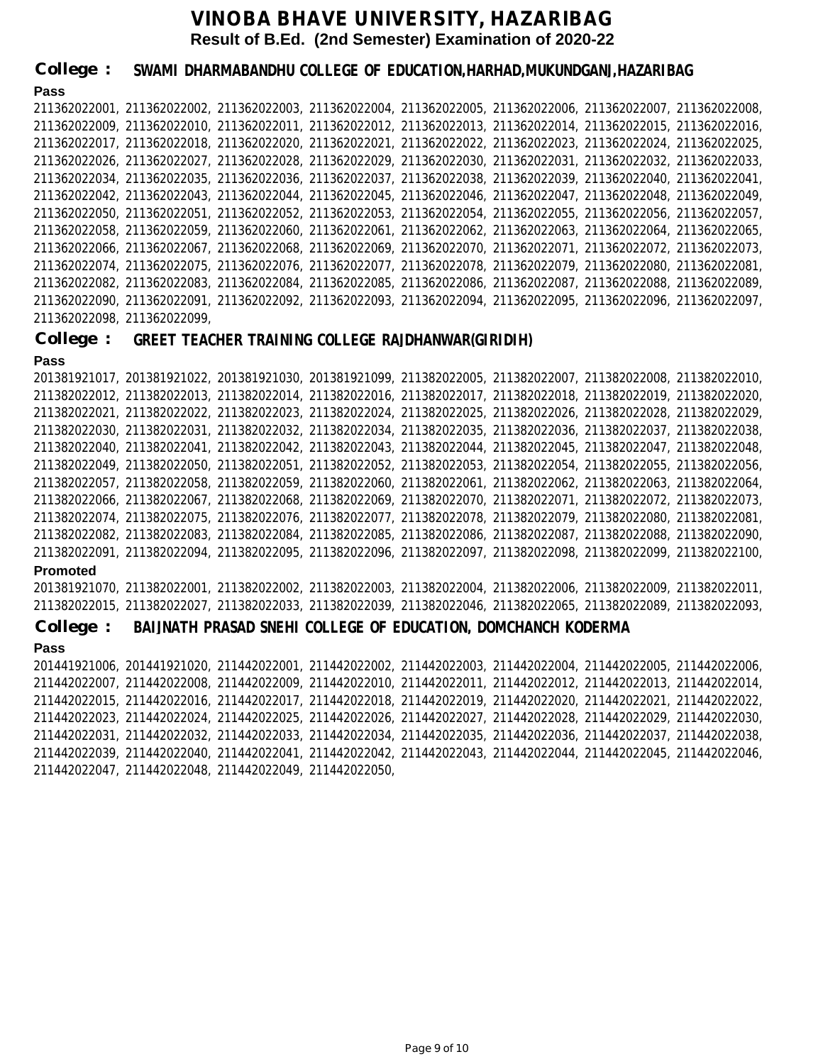# VINOBA BHAVE UNIVERSITY, HAZARIBAG

## Result of B.Ed. (2nd Semester) Examination of 2020-22

### College : SWAMI DHARMABANDHU COLLEGE OF EDUCATION,HARHAD,MUKUNDGANJ,HAZARIBAG

**Pass**

211362022001, 211362022002, 211362022003, 211362022004, 211362022005, 211362022006, 211362022007, 211362022008, 211362022009, 211362022010, 211362022011, 211362022012, 211362022013, 211362022014, 211362022015, 211362022016, 211362022017, 211362022018, 211362022020, 211362022021, 211362022022, 211362022023, 211362022024, 211362022025, 211362022026, 211362022027, 211362022028, 211362022029, 211362022030, 211362022031, 211362022032, 211362022033, 211362022034, 211362022035, 211362022036, 211362022037, 211362022038, 211362022039, 211362022040, 211362022041, 211362022042, 211362022043, 211362022044, 211362022045, 211362022046, 211362022047, 211362022048, 211362022049, 211362022050, 211362022051, 211362022052, 211362022053, 211362022054, 211362022055, 211362022056, 211362022057, 211362022058, 211362022059, 211362022060, 211362022061, 211362022062, 211362022063, 211362022064, 211362022065, 211362022066, 211362022067, 211362022068, 211362022069, 211362022070, 211362022071, 211362022072, 211362022073, 211362022074, 211362022075, 211362022076, 211362022077, 211362022078, 211362022079, 211362022080, 211362022081, 211362022082, 211362022083, 211362022084, 211362022085, 211362022086, 211362022087, 211362022088, 211362022089, 211362022090, 211362022091, 211362022092, 211362022093, 211362022094, 211362022095, 211362022096, 211362022097, 211362022098, 211362022099,

### College : GREET TEACHER TRAINING COLLEGE RAJDHANWAR(GIRIDIH)

**Pass**

201381921017, 201381921022, 201381921030, 201381921099, 211382022005, 211382022007, 211382022008, 211382022010, 211382022012, 211382022013, 211382022014, 211382022016, 211382022017, 211382022018, 211382022019, 211382022020, 211382022021, 211382022022, 211382022023, 211382022024, 211382022025, 211382022026, 211382022028, 211382022029, 211382022030, 211382022031, 211382022032, 211382022034, 211382022035, 211382022036, 211382022037, 211382022038, 211382022040, 211382022041, 211382022042, 211382022043, 211382022044, 211382022045, 211382022047, 211382022048, 211382022049, 211382022050, 211382022051, 211382022052, 211382022053, 211382022054, 211382022055, 211382022056, 211382022057, 211382022058, 211382022059, 211382022060, 211382022061, 211382022062, 211382022063, 211382022064, 211382022066, 211382022067, 211382022068, 211382022069, 211382022070, 211382022071, 211382022072, 211382022073, 211382022074, 211382022075, 211382022076, 211382022077, 211382022078, 211382022079, 211382022080, 211382022081, 211382022082, 211382022083, 211382022084, 211382022085, 211382022086, 211382022087, 211382022088, 211382022090, 211382022091, 211382022094, 211382022095, 211382022096, 211382022097, 211382022098, 211382022099, 211382022100,

**Promoted**

201381921070, 211382022001, 211382022002, 211382022003, 211382022004, 211382022006, 211382022009, 211382022011, 211382022015, 211382022027, 211382022033, 211382022039, 211382022046, 211382022065, 211382022089, 211382022093,

### College : BAIJNATH PRASAD SNEHI COLLEGE OF EDUCATION, DOMCHANCH KODERMA

**Pass**

201441921006, 201441921020, 211442022001, 211442022002, 211442022003, 211442022004, 211442022005, 211442022006, 211442022007, 211442022008, 211442022009, 211442022010, 211442022011, 211442022012, 211442022013, 211442022014, 211442022015, 211442022016, 211442022017, 211442022018, 211442022019, 211442022020, 211442022021, 211442022022, 211442022023, 211442022024, 211442022025, 211442022026, 211442022027, 211442022028, 211442022029, 211442022030, 211442022031, 211442022032, 211442022033, 211442022034, 211442022035, 211442022036, 211442022037, 211442022038, 211442022039, 211442022040, 211442022041, 211442022042, 211442022043, 211442022044, 211442022045, 211442022046, 211442022047, 211442022048, 211442022049, 211442022050,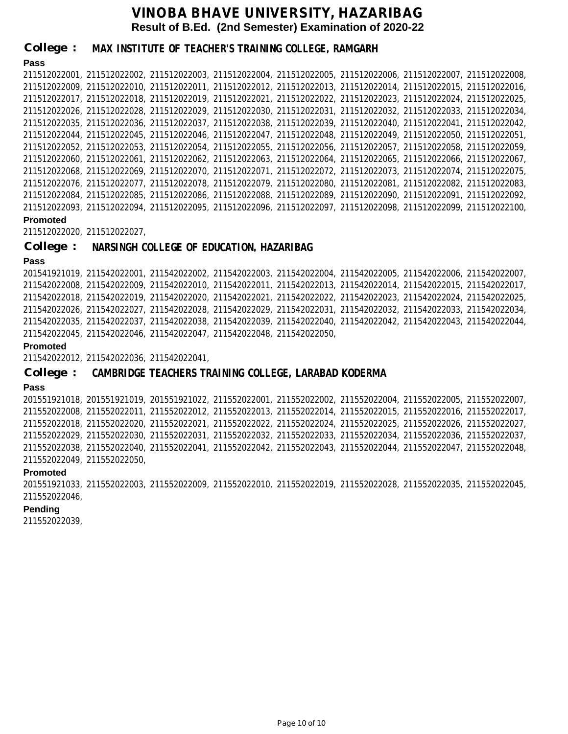# VINOBA BHAVE UNIVERSITY, HAZARIBAG

**Result of B.Ed. (2nd Semester) Examination of 2020-22**

## College : MAX INSTITUTE OF TEACHER'S TRAINING COLLEGE, RAMGARH

**Pass**

211512022001, 211512022002, 211512022003, 211512022004, 211512022005, 211512022006, 211512022007, 211512022008, 211512022009, 211512022010, 211512022011, 211512022012, 211512022013, 211512022014, 211512022015, 211512022016, 211512022017, 211512022018, 211512022019, 211512022021, 211512022022, 211512022023, 211512022024, 211512022025, 211512022026, 211512022028, 211512022029, 211512022030, 211512022031, 211512022032, 211512022033, 211512022034, 211512022035, 211512022036, 211512022037, 211512022038, 211512022039, 211512022040, 211512022041, 211512022042, 211512022044, 211512022045, 211512022046, 211512022047, 211512022048, 211512022049, 211512022050, 211512022051, 211512022052, 211512022053, 211512022054, 211512022055, 211512022056, 211512022057, 211512022058, 211512022059, 211512022060, 211512022061, 211512022062, 211512022063, 211512022064, 211512022065, 211512022066, 211512022067, 211512022068, 211512022069, 211512022070, 211512022071, 211512022072, 211512022073, 211512022074, 211512022075, 211512022076, 211512022077, 211512022078, 211512022079, 211512022080, 211512022081, 211512022082, 211512022083, 211512022084, 211512022085, 211512022086, 211512022088, 211512022089, 211512022090, 211512022091, 211512022092, 211512022093, 211512022094, 211512022095, 211512022096, 211512022097, 211512022098, 211512022099, 211512022100,

**Promoted**

211512022020, 211512022027,

## College : NARSINGH COLLEGE OF EDUCATION, HAZARIBAG

**Pass**

201541921019, 211542022001, 211542022002, 211542022003, 211542022004, 211542022005, 211542022006, 211542022007, 211542022008, 211542022009, 211542022010, 211542022011, 211542022013, 211542022014, 211542022015, 211542022017, 211542022018, 211542022019, 211542022020, 211542022021, 211542022022, 211542022023, 211542022024, 211542022025, 211542022026, 211542022027, 211542022028, 211542022029, 211542022031, 211542022032, 211542022033, 211542022034, 211542022035, 211542022037, 211542022038, 211542022039, 211542022040, 211542022042, 211542022043, 211542022044, 211542022045, 211542022046, 211542022047, 211542022048, 211542022050,

**Promoted**

211542022012, 211542022036, 211542022041,

## College : CAMBRIDGE TEACHERS TRAINING COLLEGE, LARABAD KODERMA

**Pass**

201551921018, 201551921019, 201551921022, 211552022001, 211552022002, 211552022004, 211552022005, 211552022007, 211552022008, 211552022011, 211552022012, 211552022013, 211552022014, 211552022015, 211552022016, 211552022017, 211552022018, 211552022020, 211552022021, 211552022022, 211552022024, 211552022025, 211552022026, 211552022027, 211552022029, 211552022030, 211552022031, 211552022032, 211552022033, 211552022034, 211552022036, 211552022037, 211552022038, 211552022040, 211552022041, 211552022042, 211552022043, 211552022044, 211552022047, 211552022048, 211552022049, 211552022050,

**Promoted**

201551921033, 211552022003, 211552022009, 211552022010, 211552022019, 211552022028, 211552022035, 211552022045, 211552022046,

**Pending**

211552022039,